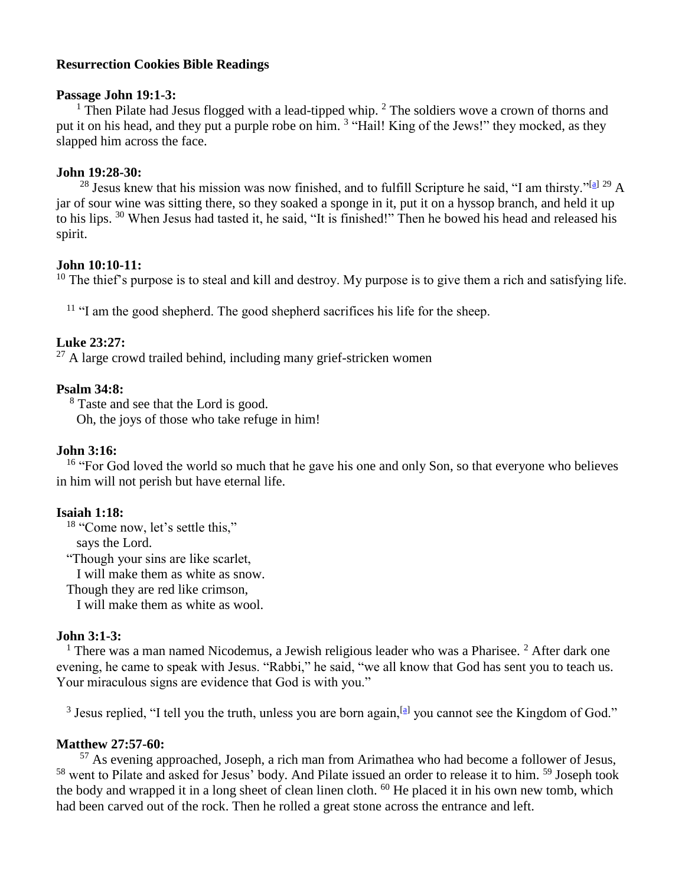**Resurrection Cookies Bible Readings**

**Passage John 19:1-3:**

[1] Then Pilate had Jesus flogged with a lead-tipped whip. [2] The soldiers wove a crown of thorns and put it on his head, and they put a purple robe on him. [3] "Hail! King of the Jews!" they mocked, as they slapped him across the face.

**John 19:28-30:**

[28] Jesus knew that his mission was now finished, and to fulfill Scripture he said, "I am thirsty."[a] [29] A jar of sour wine was sitting there, so they soaked a sponge in it, put it on a hyssop branch, and held it up to his lips. [30] When Jesus had tasted it, he said, "It is finished!" Then he bowed his head and released his spirit.

**John 10:10-11:**

[10] The thief's purpose is to steal and kill and destroy. My purpose is to give them a rich and satisfying life.

[11] "I am the good shepherd. The good shepherd sacrifices his life for the sheep.

**Luke 23:27:**

[27] A large crowd trailed behind, including many grief-stricken women

**Psalm 34:8:**

[8] Taste and see that the Lord is good.
Oh, the joys of those who take refuge in him!

**John 3:16:**

[16] "For God loved the world so much that he gave his one and only Son, so that everyone who believes in him will not perish but have eternal life.

**Isaiah 1:18:**

[18] "Come now, let's settle this,"
says the Lord.
"Though your sins are like scarlet,
I will make them as white as snow.
Though they are red like crimson,
I will make them as white as wool.

**John 3:1-3:**

[1] There was a man named Nicodemus, a Jewish religious leader who was a Pharisee. [2] After dark one evening, he came to speak with Jesus. "Rabbi," he said, "we all know that God has sent you to teach us. Your miraculous signs are evidence that God is with you."

[3] Jesus replied, "I tell you the truth, unless you are born again,[a] you cannot see the Kingdom of God."

**Matthew 27:57-60:**

[57] As evening approached, Joseph, a rich man from Arimathea who had become a follower of Jesus, [58] went to Pilate and asked for Jesus' body. And Pilate issued an order to release it to him. [59] Joseph took the body and wrapped it in a long sheet of clean linen cloth. [60] He placed it in his own new tomb, which had been carved out of the rock. Then he rolled a great stone across the entrance and left.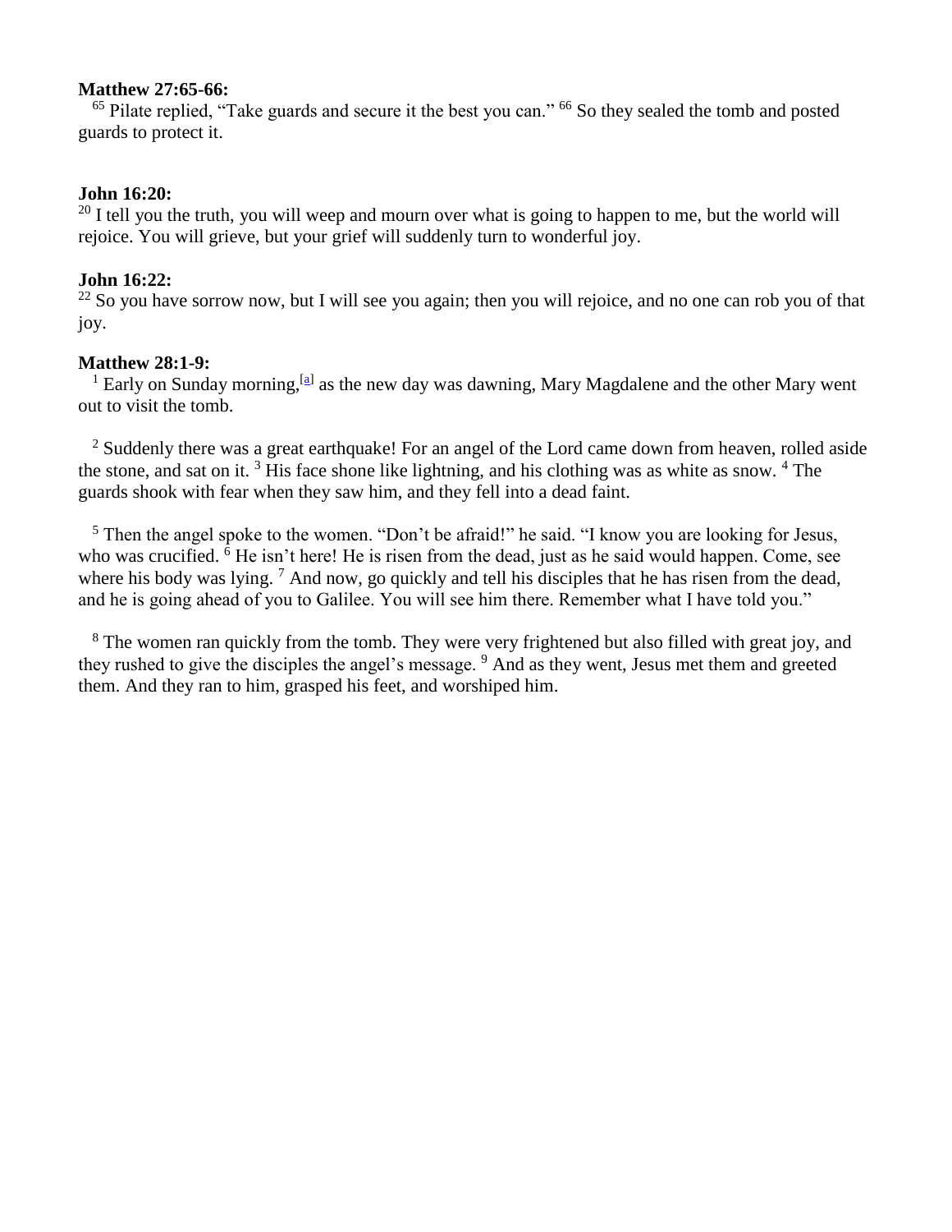**Matthew 27:65-66:**

[65] Pilate replied, "Take guards and secure it the best you can." [66] So they sealed the tomb and posted guards to protect it.

**John 16:20:**

[20] I tell you the truth, you will weep and mourn over what is going to happen to me, but the world will rejoice. You will grieve, but your grief will suddenly turn to wonderful joy.

**John 16:22:**

[22] So you have sorrow now, but I will see you again; then you will rejoice, and no one can rob you of that joy.

**Matthew 28:1-9:**

[1] Early on Sunday morning,[a] as the new day was dawning, Mary Magdalene and the other Mary went out to visit the tomb.

[2] Suddenly there was a great earthquake! For an angel of the Lord came down from heaven, rolled aside the stone, and sat on it. [3] His face shone like lightning, and his clothing was as white as snow. [4] The guards shook with fear when they saw him, and they fell into a dead faint.

[5] Then the angel spoke to the women. "Don't be afraid!" he said. "I know you are looking for Jesus, who was crucified. [6] He isn't here! He is risen from the dead, just as he said would happen. Come, see where his body was lying. [7] And now, go quickly and tell his disciples that he has risen from the dead, and he is going ahead of you to Galilee. You will see him there. Remember what I have told you."

[8] The women ran quickly from the tomb. They were very frightened but also filled with great joy, and they rushed to give the disciples the angel's message. [9] And as they went, Jesus met them and greeted them. And they ran to him, grasped his feet, and worshiped him.